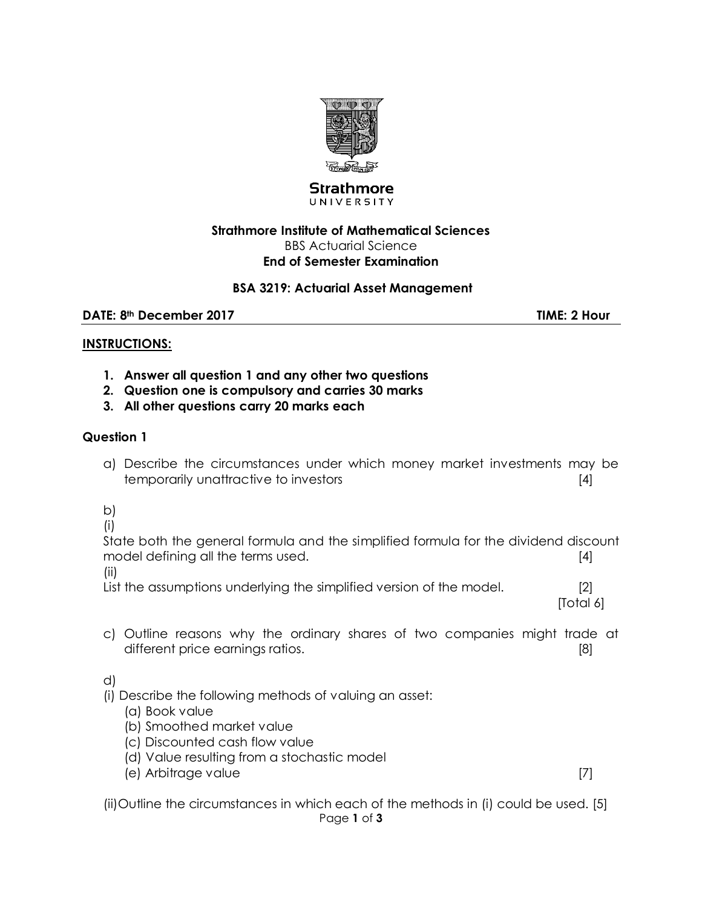**Strathmore**
UNIVERSITY

**Strathmore Institute of Mathematical Sciences**
BBS Actuarial Science
**End of Semester Examination**

**BSA 3219: Actuarial Asset Management**

**DATE: 8th December 2017** **TIME: 2 Hour**

**INSTRUCTIONS:**

1. **Answer all question 1 and any other two questions**
2. **Question one is compulsory and carries 30 marks**
3. **All other questions carry 20 marks each**

## Question 1

a) Describe the circumstances under which money market investments may be temporarily unattractive to investors [4]

b)

(i)

State both the general formula and the simplified formula for the dividend discount model defining all the terms used. [4]

(ii)

List the assumptions underlying the simplified version of the model. [2]

[Total 6]

c) Outline reasons why the ordinary shares of two companies might trade at different price earnings ratios. [8]

d)

(i) Describe the following methods of valuing an asset:

(a) Book value
(b) Smoothed market value
(c) Discounted cash flow value
(d) Value resulting from a stochastic model
(e) Arbitrage value [7]

(ii) Outline the circumstances in which each of the methods in (i) could be used. [5]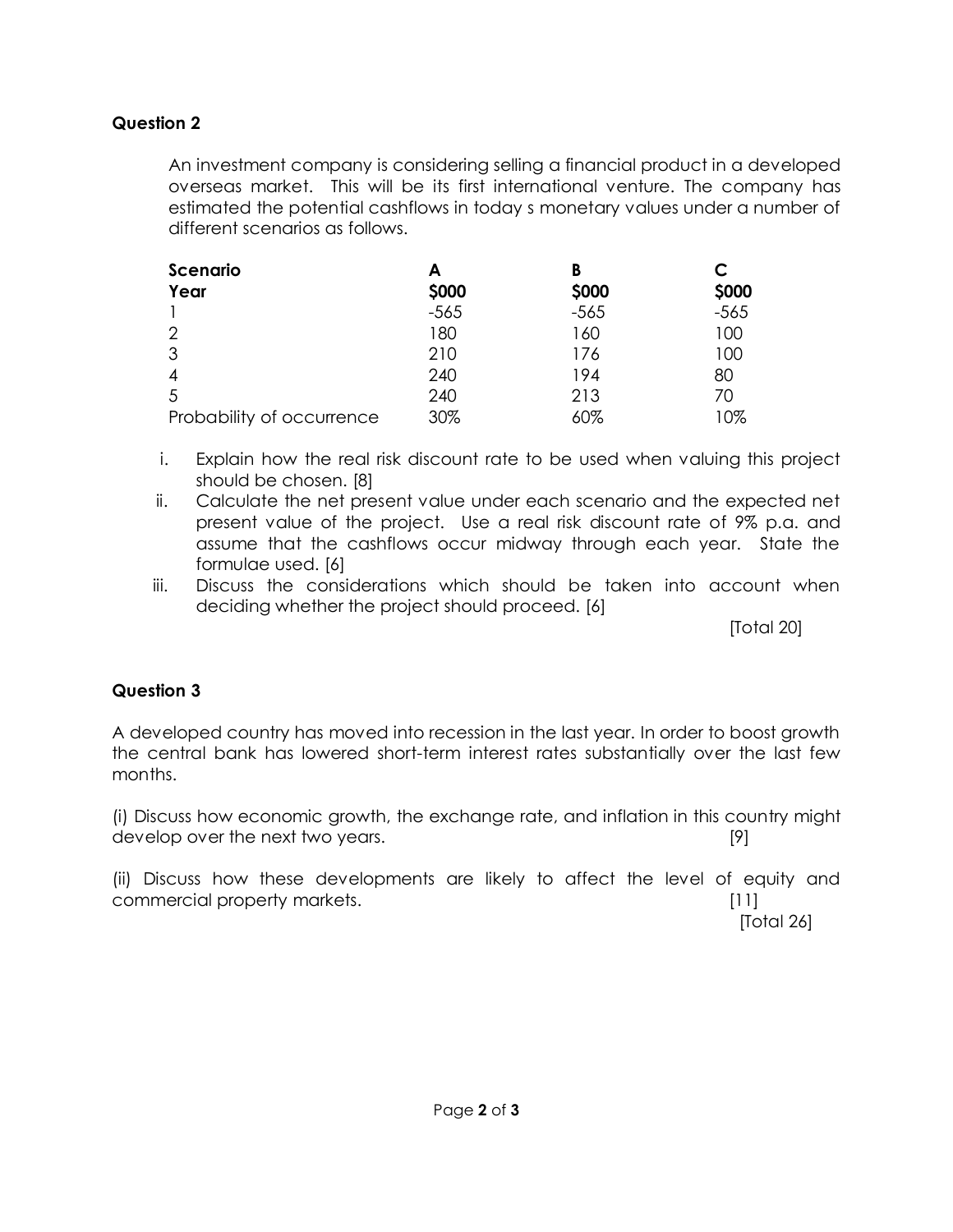## Question 2

An investment company is considering selling a financial product in a developed overseas market. This will be its first international venture. The company has estimated the potential cashflows in today s monetary values under a number of different scenarios as follows.

| Scenario | A | B | C |
|---|---|---|---|
| Year | $000 | $000 | $000 |
| 1 | -565 | -565 | -565 |
| 2 | 180 | 160 | 100 |
| 3 | 210 | 176 | 100 |
| 4 | 240 | 194 | 80 |
| 5 | 240 | 213 | 70 |
| Probability of occurrence | 30% | 60% | 10% |

i. Explain how the real risk discount rate to be used when valuing this project should be chosen. [8]

ii. Calculate the net present value under each scenario and the expected net present value of the project. Use a real risk discount rate of 9% p.a. and assume that the cashflows occur midway through each year. State the formulae used. [6]

iii. Discuss the considerations which should be taken into account when deciding whether the project should proceed. [6]

[Total 20]

## Question 3

A developed country has moved into recession in the last year. In order to boost growth the central bank has lowered short-term interest rates substantially over the last few months.

(i) Discuss how economic growth, the exchange rate, and inflation in this country might develop over the next two years. [9]

(ii) Discuss how these developments are likely to affect the level of equity and commercial property markets. [11]

[Total 26]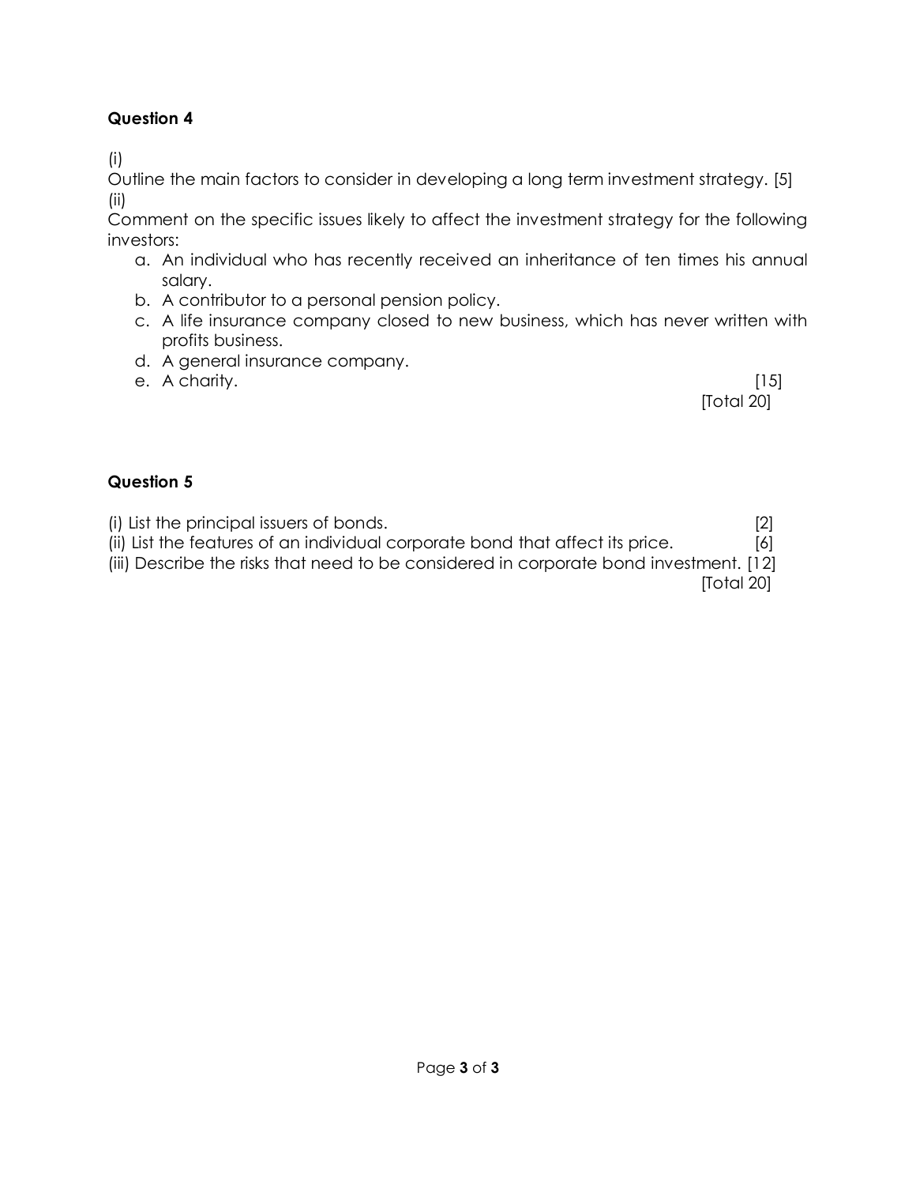**Question 4**

(i)
Outline the main factors to consider in developing a long term investment strategy. [5]
(ii)
Comment on the specific issues likely to affect the investment strategy for the following investors:

a. An individual who has recently received an inheritance of ten times his annual salary.
b. A contributor to a personal pension policy.
c. A life insurance company closed to new business, which has never written with profits business.
d. A general insurance company.
e. A charity. [15]

[Total 20]

**Question 5**

(i) List the principal issuers of bonds. [2]
(ii) List the features of an individual corporate bond that affect its price. [6]
(iii) Describe the risks that need to be considered in corporate bond investment. [12]

[Total 20]